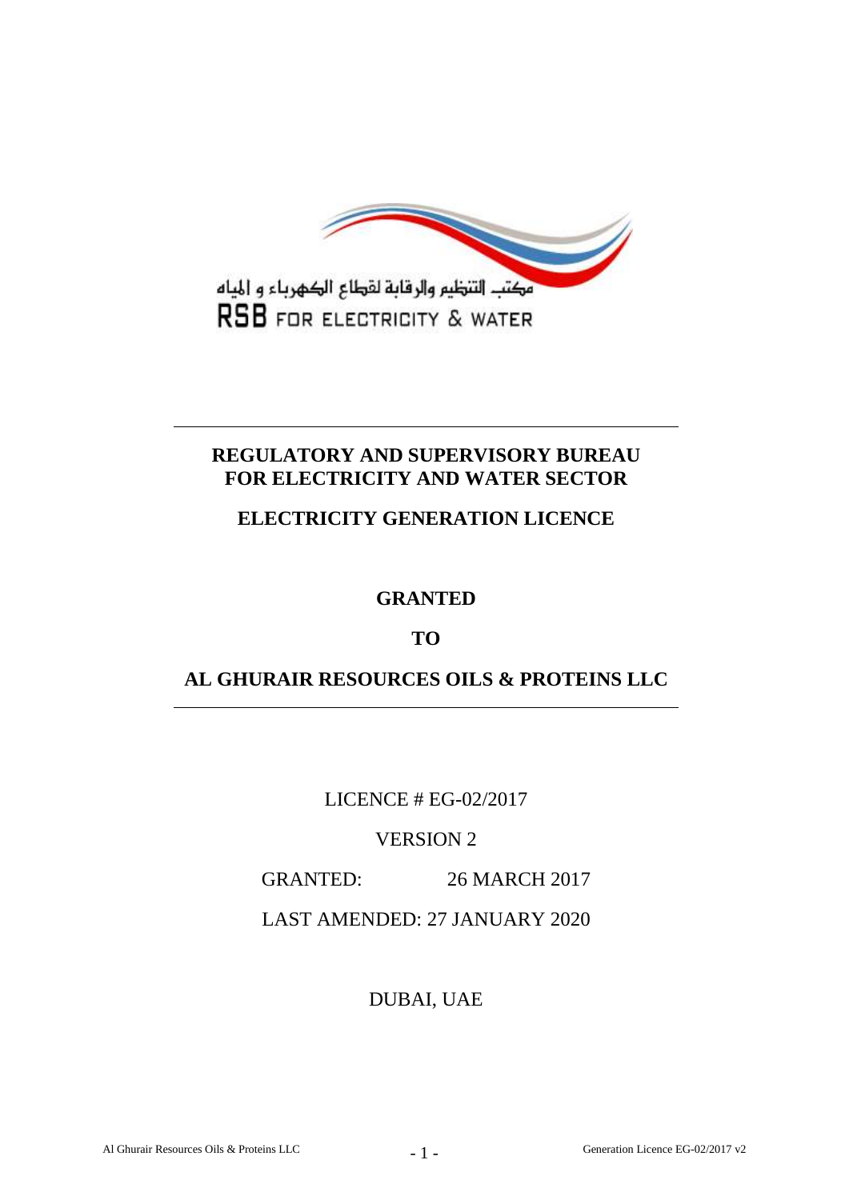مكتب التنظيم والرقابة لقطاع الكهرباء و المياه

RSB FOR ELECTRICITY & WATER

# REGULATORY AND SUPERVISORY BUREAU FOR ELECTRICITY AND WATER SECTOR

## ELECTRICITY GENERATION LICENCE

**GRANTED**

**TO**

**AL GHURAIR RESOURCES OILS & PROTEINS LLC**

LICENCE # EG-02/2017

VERSION 2

GRANTED: 26 MARCH 2017

LAST AMENDED: 27 JANUARY 2020

DUBAI, UAE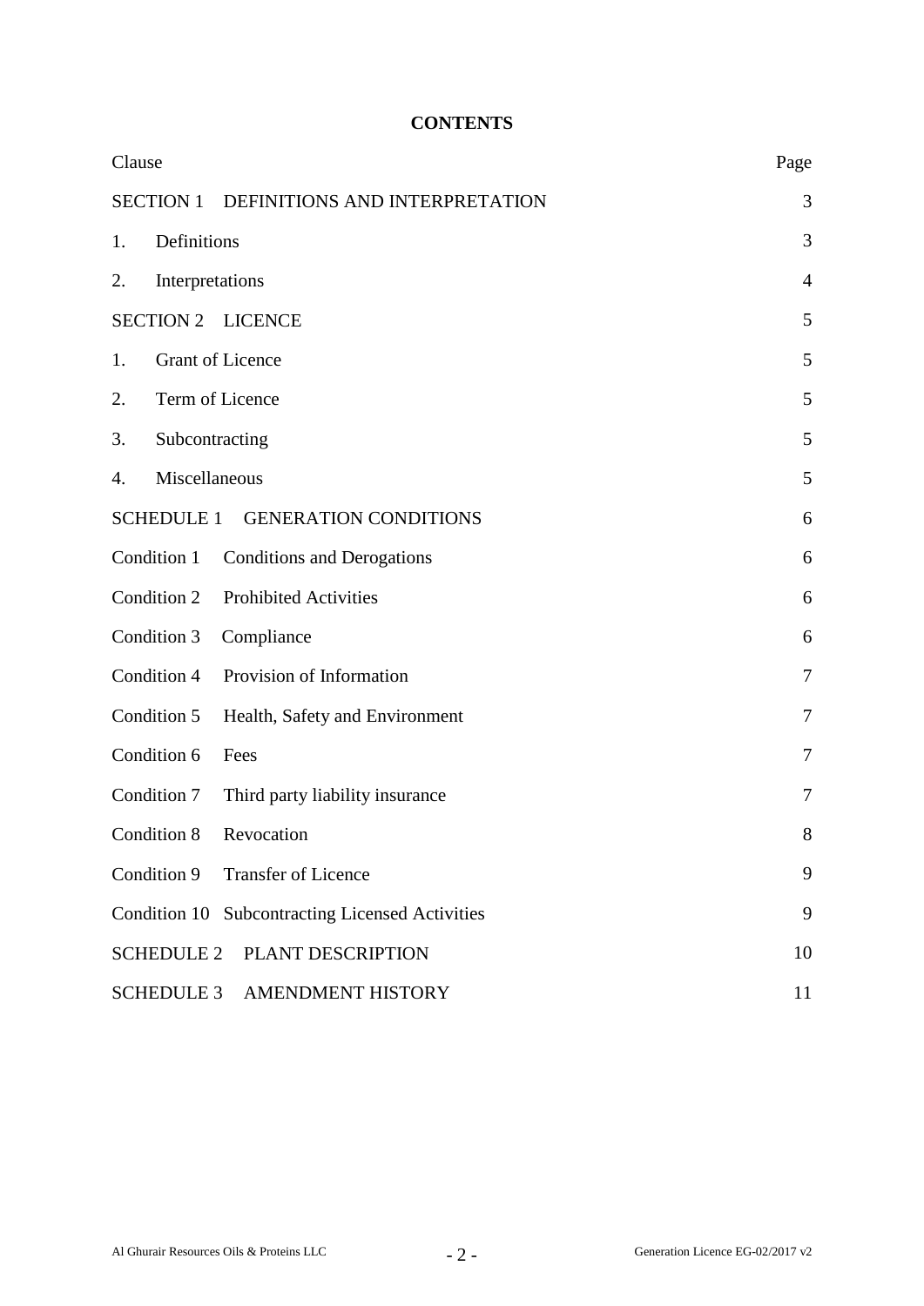**CONTENTS**

| Clause | Page |
|---|---|
| SECTION 1 DEFINITIONS AND INTERPRETATION | 3 |
| 1. Definitions | 3 |
| 2. Interpretations | 4 |
| SECTION 2 LICENCE | 5 |
| 1. Grant of Licence | 5 |
| 2. Term of Licence | 5 |
| 3. Subcontracting | 5 |
| 4. Miscellaneous | 5 |
| SCHEDULE 1 GENERATION CONDITIONS | 6 |
| Condition 1 Conditions and Derogations | 6 |
| Condition 2 Prohibited Activities | 6 |
| Condition 3 Compliance | 6 |
| Condition 4 Provision of Information | 7 |
| Condition 5 Health, Safety and Environment | 7 |
| Condition 6 Fees | 7 |
| Condition 7 Third party liability insurance | 7 |
| Condition 8 Revocation | 8 |
| Condition 9 Transfer of Licence | 9 |
| Condition 10 Subcontracting Licensed Activities | 9 |
| SCHEDULE 2 PLANT DESCRIPTION | 10 |
| SCHEDULE 3 AMENDMENT HISTORY | 11 |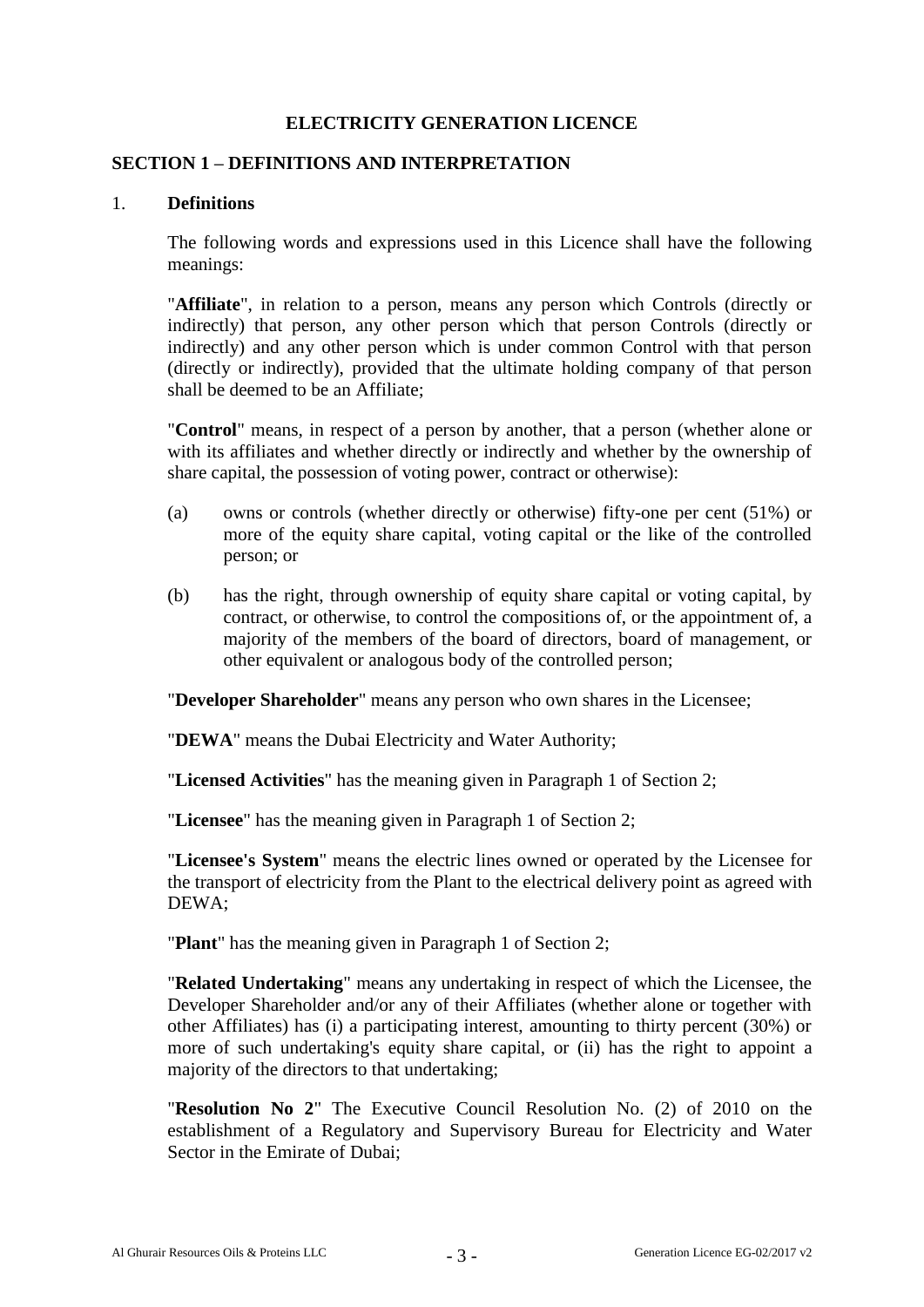# ELECTRICITY GENERATION LICENCE

## SECTION 1 – DEFINITIONS AND INTERPRETATION

### 1. Definitions

The following words and expressions used in this Licence shall have the following meanings:

"**Affiliate**", in relation to a person, means any person which Controls (directly or indirectly) that person, any other person which that person Controls (directly or indirectly) and any other person which is under common Control with that person (directly or indirectly), provided that the ultimate holding company of that person shall be deemed to be an Affiliate;

"**Control**" means, in respect of a person by another, that a person (whether alone or with its affiliates and whether directly or indirectly and whether by the ownership of share capital, the possession of voting power, contract or otherwise):

(a) owns or controls (whether directly or otherwise) fifty-one per cent (51%) or more of the equity share capital, voting capital or the like of the controlled person; or

(b) has the right, through ownership of equity share capital or voting capital, by contract, or otherwise, to control the compositions of, or the appointment of, a majority of the members of the board of directors, board of management, or other equivalent or analogous body of the controlled person;

"**Developer Shareholder**" means any person who own shares in the Licensee;

"**DEWA**" means the Dubai Electricity and Water Authority;

"**Licensed Activities**" has the meaning given in Paragraph 1 of Section 2;

"**Licensee**" has the meaning given in Paragraph 1 of Section 2;

"**Licensee's System**" means the electric lines owned or operated by the Licensee for the transport of electricity from the Plant to the electrical delivery point as agreed with DEWA;

"**Plant**" has the meaning given in Paragraph 1 of Section 2;

"**Related Undertaking**" means any undertaking in respect of which the Licensee, the Developer Shareholder and/or any of their Affiliates (whether alone or together with other Affiliates) has (i) a participating interest, amounting to thirty percent (30%) or more of such undertaking's equity share capital, or (ii) has the right to appoint a majority of the directors to that undertaking;

"**Resolution No 2**" The Executive Council Resolution No. (2) of 2010 on the establishment of a Regulatory and Supervisory Bureau for Electricity and Water Sector in the Emirate of Dubai;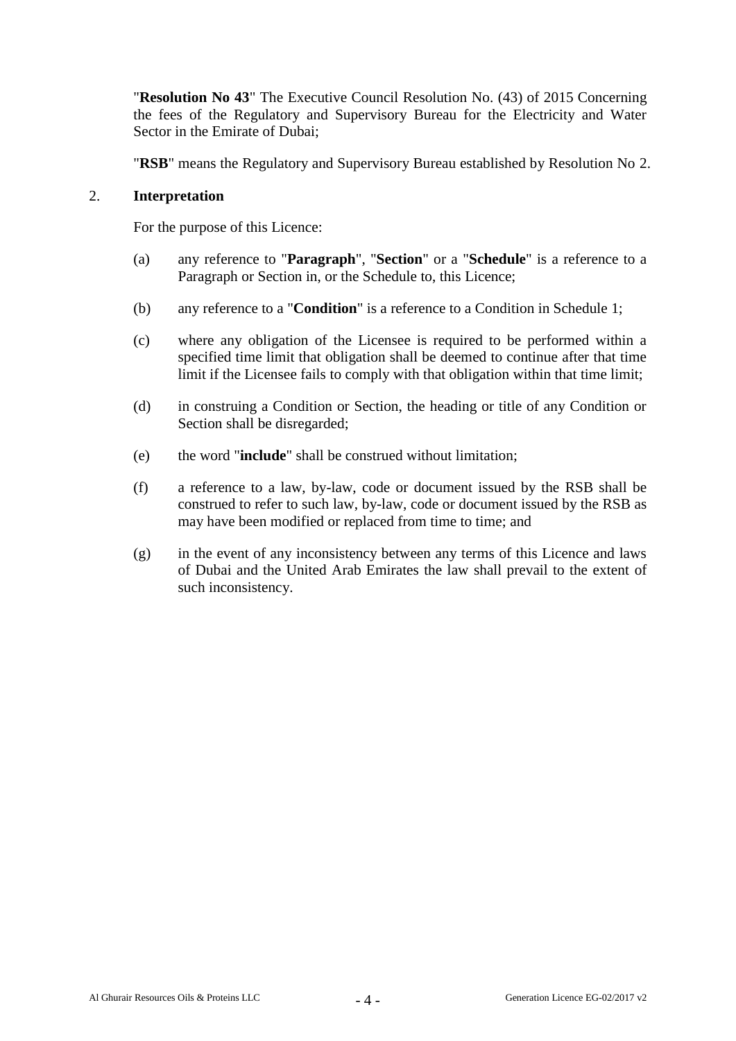"**Resolution No 43**" The Executive Council Resolution No. (43) of 2015 Concerning the fees of the Regulatory and Supervisory Bureau for the Electricity and Water Sector in the Emirate of Dubai;

"**RSB**" means the Regulatory and Supervisory Bureau established by Resolution No 2.

## 2. Interpretation

For the purpose of this Licence:

(a) any reference to "**Paragraph**", "**Section**" or a "**Schedule**" is a reference to a Paragraph or Section in, or the Schedule to, this Licence;

(b) any reference to a "**Condition**" is a reference to a Condition in Schedule 1;

(c) where any obligation of the Licensee is required to be performed within a specified time limit that obligation shall be deemed to continue after that time limit if the Licensee fails to comply with that obligation within that time limit;

(d) in construing a Condition or Section, the heading or title of any Condition or Section shall be disregarded;

(e) the word "**include**" shall be construed without limitation;

(f) a reference to a law, by-law, code or document issued by the RSB shall be construed to refer to such law, by-law, code or document issued by the RSB as may have been modified or replaced from time to time; and

(g) in the event of any inconsistency between any terms of this Licence and laws of Dubai and the United Arab Emirates the law shall prevail to the extent of such inconsistency.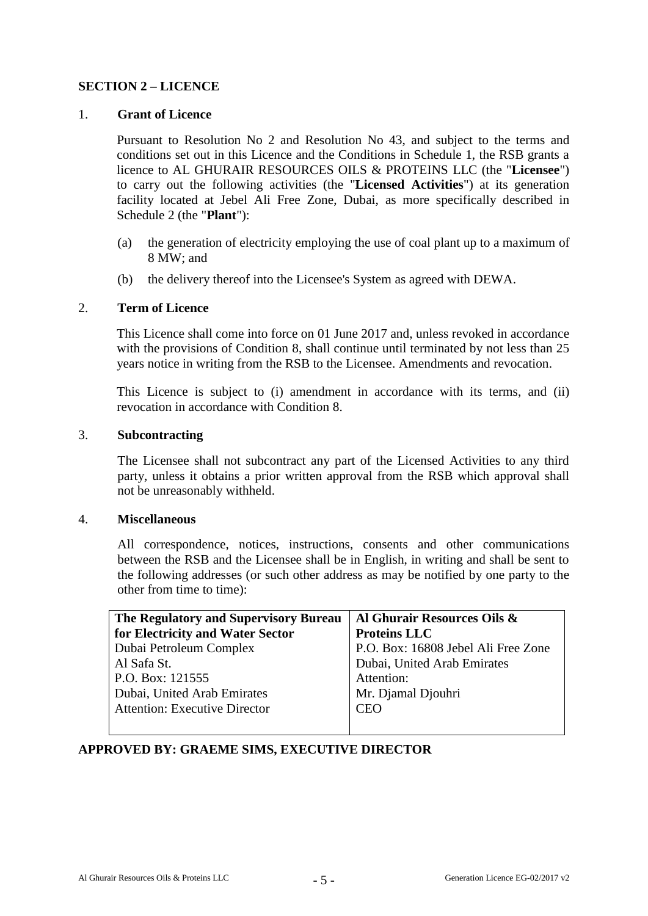## SECTION 2 – LICENCE

### 1. Grant of Licence

Pursuant to Resolution No 2 and Resolution No 43, and subject to the terms and conditions set out in this Licence and the Conditions in Schedule 1, the RSB grants a licence to AL GHURAIR RESOURCES OILS & PROTEINS LLC (the "**Licensee**") to carry out the following activities (the "**Licensed Activities**") at its generation facility located at Jebel Ali Free Zone, Dubai, as more specifically described in Schedule 2 (the "**Plant**"):

(a) the generation of electricity employing the use of coal plant up to a maximum of 8 MW; and

(b) the delivery thereof into the Licensee's System as agreed with DEWA.

### 2. Term of Licence

This Licence shall come into force on 01 June 2017 and, unless revoked in accordance with the provisions of Condition 8, shall continue until terminated by not less than 25 years notice in writing from the RSB to the Licensee. Amendments and revocation.

This Licence is subject to (i) amendment in accordance with its terms, and (ii) revocation in accordance with Condition 8.

### 3. Subcontracting

The Licensee shall not subcontract any part of the Licensed Activities to any third party, unless it obtains a prior written approval from the RSB which approval shall not be unreasonably withheld.

### 4. Miscellaneous

All correspondence, notices, instructions, consents and other communications between the RSB and the Licensee shall be in English, in writing and shall be sent to the following addresses (or such other address as may be notified by one party to the other from time to time):

| **The Regulatory and Supervisory Bureau for Electricity and Water Sector** | **Al Ghurair Resources Oils & Proteins LLC** |
|---|---|
| Dubai Petroleum Complex<br>Al Safa St.<br>P.O. Box: 121555<br>Dubai, United Arab Emirates<br>Attention: Executive Director | P.O. Box: 16808 Jebel Ali Free Zone<br>Dubai, United Arab Emirates<br>Attention:<br>Mr. Djamal Djouhri<br>CEO |

**APPROVED BY: GRAEME SIMS, EXECUTIVE DIRECTOR**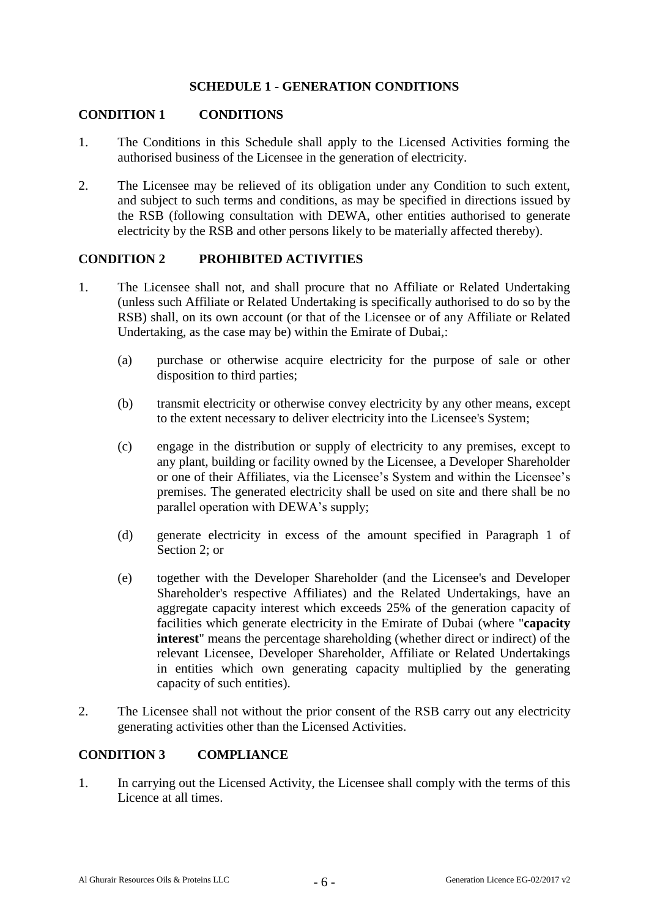## SCHEDULE 1 - GENERATION CONDITIONS

### CONDITION 1 CONDITIONS

1. The Conditions in this Schedule shall apply to the Licensed Activities forming the authorised business of the Licensee in the generation of electricity.

2. The Licensee may be relieved of its obligation under any Condition to such extent, and subject to such terms and conditions, as may be specified in directions issued by the RSB (following consultation with DEWA, other entities authorised to generate electricity by the RSB and other persons likely to be materially affected thereby).

### CONDITION 2 PROHIBITED ACTIVITIES

1. The Licensee shall not, and shall procure that no Affiliate or Related Undertaking (unless such Affiliate or Related Undertaking is specifically authorised to do so by the RSB) shall, on its own account (or that of the Licensee or of any Affiliate or Related Undertaking, as the case may be) within the Emirate of Dubai,:

   (a) purchase or otherwise acquire electricity for the purpose of sale or other disposition to third parties;

   (b) transmit electricity or otherwise convey electricity by any other means, except to the extent necessary to deliver electricity into the Licensee's System;

   (c) engage in the distribution or supply of electricity to any premises, except to any plant, building or facility owned by the Licensee, a Developer Shareholder or one of their Affiliates, via the Licensee's System and within the Licensee's premises. The generated electricity shall be used on site and there shall be no parallel operation with DEWA's supply;

   (d) generate electricity in excess of the amount specified in Paragraph 1 of Section 2; or

   (e) together with the Developer Shareholder (and the Licensee's and Developer Shareholder's respective Affiliates) and the Related Undertakings, have an aggregate capacity interest which exceeds 25% of the generation capacity of facilities which generate electricity in the Emirate of Dubai (where "**capacity interest**" means the percentage shareholding (whether direct or indirect) of the relevant Licensee, Developer Shareholder, Affiliate or Related Undertakings in entities which own generating capacity multiplied by the generating capacity of such entities).

2. The Licensee shall not without the prior consent of the RSB carry out any electricity generating activities other than the Licensed Activities.

### CONDITION 3 COMPLIANCE

1. In carrying out the Licensed Activity, the Licensee shall comply with the terms of this Licence at all times.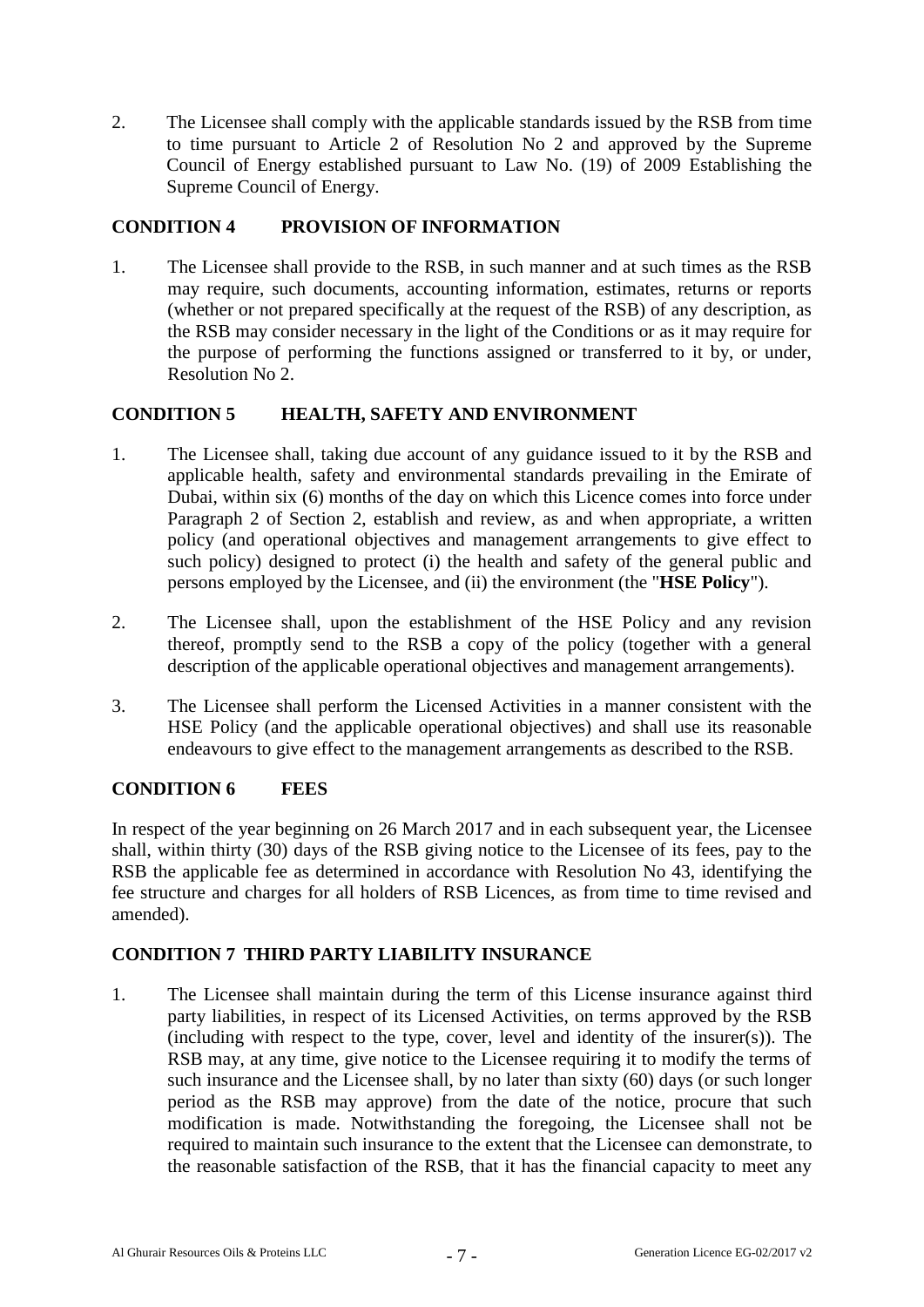2. The Licensee shall comply with the applicable standards issued by the RSB from time to time pursuant to Article 2 of Resolution No 2 and approved by the Supreme Council of Energy established pursuant to Law No. (19) of 2009 Establishing the Supreme Council of Energy.

## CONDITION 4 PROVISION OF INFORMATION

1. The Licensee shall provide to the RSB, in such manner and at such times as the RSB may require, such documents, accounting information, estimates, returns or reports (whether or not prepared specifically at the request of the RSB) of any description, as the RSB may consider necessary in the light of the Conditions or as it may require for the purpose of performing the functions assigned or transferred to it by, or under, Resolution No 2.

## CONDITION 5 HEALTH, SAFETY AND ENVIRONMENT

1. The Licensee shall, taking due account of any guidance issued to it by the RSB and applicable health, safety and environmental standards prevailing in the Emirate of Dubai, within six (6) months of the day on which this Licence comes into force under Paragraph 2 of Section 2, establish and review, as and when appropriate, a written policy (and operational objectives and management arrangements to give effect to such policy) designed to protect (i) the health and safety of the general public and persons employed by the Licensee, and (ii) the environment (the "**HSE Policy**").

2. The Licensee shall, upon the establishment of the HSE Policy and any revision thereof, promptly send to the RSB a copy of the policy (together with a general description of the applicable operational objectives and management arrangements).

3. The Licensee shall perform the Licensed Activities in a manner consistent with the HSE Policy (and the applicable operational objectives) and shall use its reasonable endeavours to give effect to the management arrangements as described to the RSB.

## CONDITION 6 FEES

In respect of the year beginning on 26 March 2017 and in each subsequent year, the Licensee shall, within thirty (30) days of the RSB giving notice to the Licensee of its fees, pay to the RSB the applicable fee as determined in accordance with Resolution No 43, identifying the fee structure and charges for all holders of RSB Licences, as from time to time revised and amended).

## CONDITION 7 THIRD PARTY LIABILITY INSURANCE

1. The Licensee shall maintain during the term of this License insurance against third party liabilities, in respect of its Licensed Activities, on terms approved by the RSB (including with respect to the type, cover, level and identity of the insurer(s)). The RSB may, at any time, give notice to the Licensee requiring it to modify the terms of such insurance and the Licensee shall, by no later than sixty (60) days (or such longer period as the RSB may approve) from the date of the notice, procure that such modification is made. Notwithstanding the foregoing, the Licensee shall not be required to maintain such insurance to the extent that the Licensee can demonstrate, to the reasonable satisfaction of the RSB, that it has the financial capacity to meet any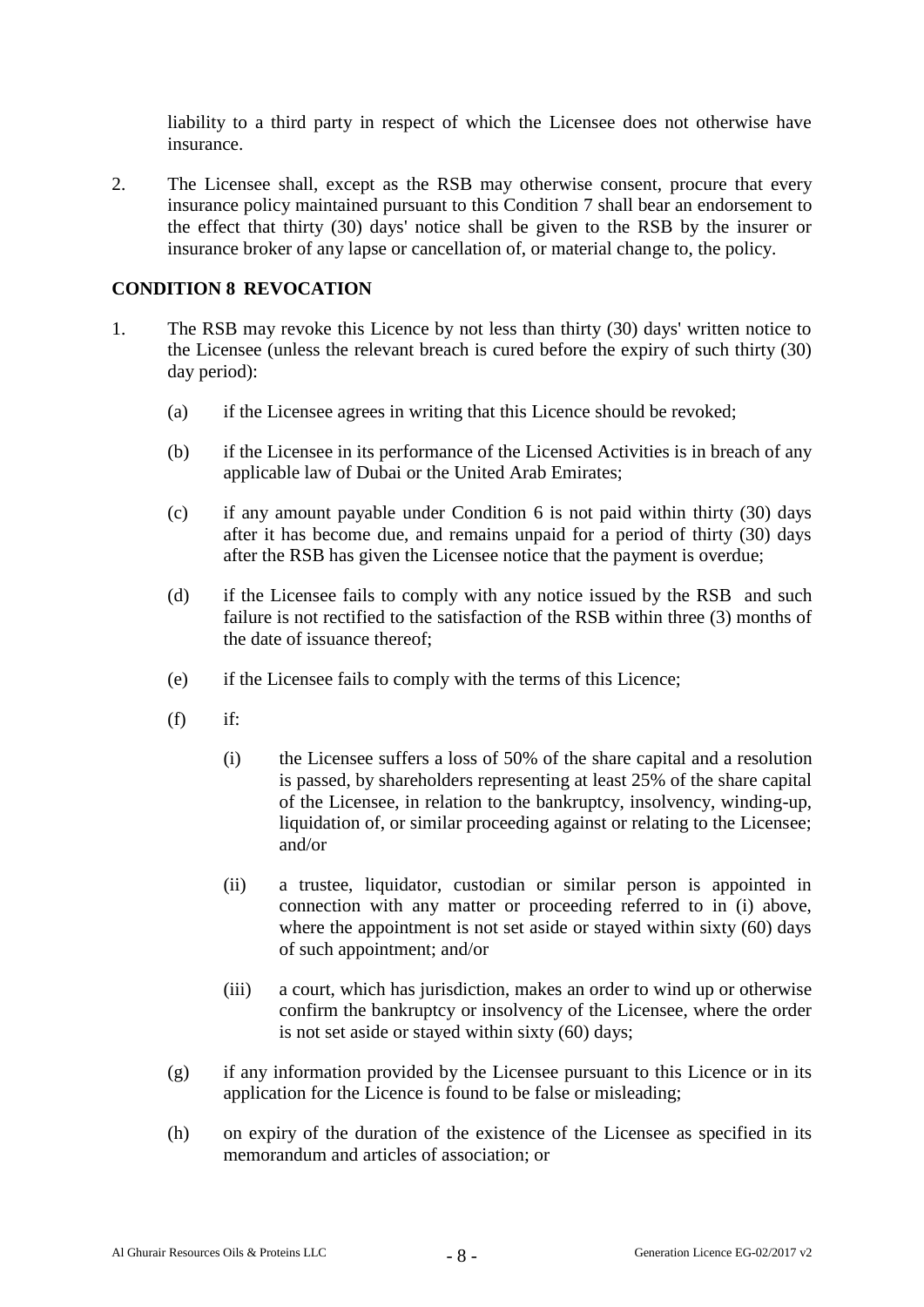liability to a third party in respect of which the Licensee does not otherwise have insurance.

2. The Licensee shall, except as the RSB may otherwise consent, procure that every insurance policy maintained pursuant to this Condition 7 shall bear an endorsement to the effect that thirty (30) days' notice shall be given to the RSB by the insurer or insurance broker of any lapse or cancellation of, or material change to, the policy.

## CONDITION 8 REVOCATION

1. The RSB may revoke this Licence by not less than thirty (30) days' written notice to the Licensee (unless the relevant breach is cured before the expiry of such thirty (30) day period):

   (a) if the Licensee agrees in writing that this Licence should be revoked;

   (b) if the Licensee in its performance of the Licensed Activities is in breach of any applicable law of Dubai or the United Arab Emirates;

   (c) if any amount payable under Condition 6 is not paid within thirty (30) days after it has become due, and remains unpaid for a period of thirty (30) days after the RSB has given the Licensee notice that the payment is overdue;

   (d) if the Licensee fails to comply with any notice issued by the RSB and such failure is not rectified to the satisfaction of the RSB within three (3) months of the date of issuance thereof;

   (e) if the Licensee fails to comply with the terms of this Licence;

   (f) if:

      (i) the Licensee suffers a loss of 50% of the share capital and a resolution is passed, by shareholders representing at least 25% of the share capital of the Licensee, in relation to the bankruptcy, insolvency, winding-up, liquidation of, or similar proceeding against or relating to the Licensee; and/or

      (ii) a trustee, liquidator, custodian or similar person is appointed in connection with any matter or proceeding referred to in (i) above, where the appointment is not set aside or stayed within sixty (60) days of such appointment; and/or

      (iii) a court, which has jurisdiction, makes an order to wind up or otherwise confirm the bankruptcy or insolvency of the Licensee, where the order is not set aside or stayed within sixty (60) days;

   (g) if any information provided by the Licensee pursuant to this Licence or in its application for the Licence is found to be false or misleading;

   (h) on expiry of the duration of the existence of the Licensee as specified in its memorandum and articles of association; or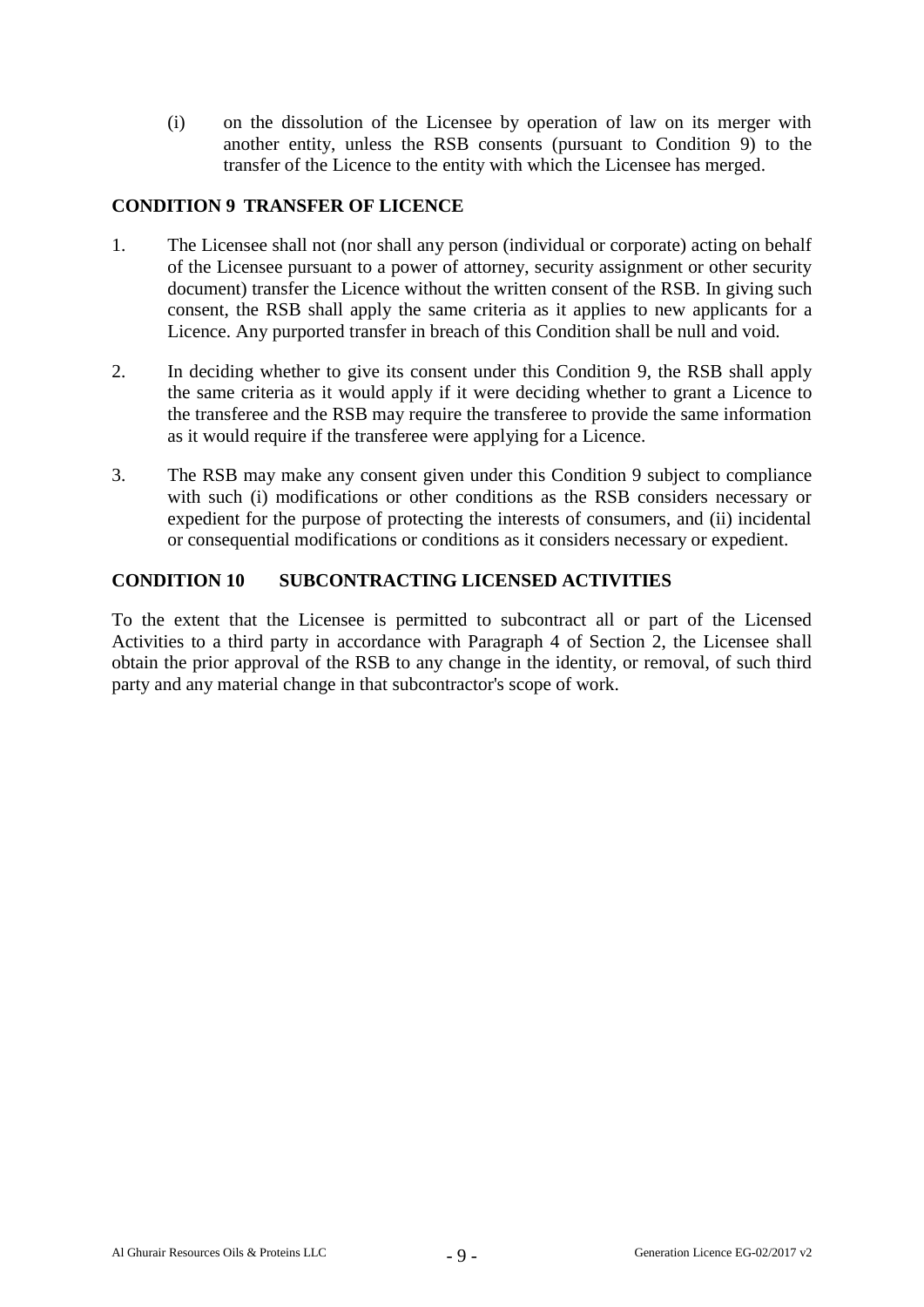(i) on the dissolution of the Licensee by operation of law on its merger with another entity, unless the RSB consents (pursuant to Condition 9) to the transfer of the Licence to the entity with which the Licensee has merged.

## CONDITION 9 TRANSFER OF LICENCE

1. The Licensee shall not (nor shall any person (individual or corporate) acting on behalf of the Licensee pursuant to a power of attorney, security assignment or other security document) transfer the Licence without the written consent of the RSB. In giving such consent, the RSB shall apply the same criteria as it applies to new applicants for a Licence. Any purported transfer in breach of this Condition shall be null and void.

2. In deciding whether to give its consent under this Condition 9, the RSB shall apply the same criteria as it would apply if it were deciding whether to grant a Licence to the transferee and the RSB may require the transferee to provide the same information as it would require if the transferee were applying for a Licence.

3. The RSB may make any consent given under this Condition 9 subject to compliance with such (i) modifications or other conditions as the RSB considers necessary or expedient for the purpose of protecting the interests of consumers, and (ii) incidental or consequential modifications or conditions as it considers necessary or expedient.

## CONDITION 10 SUBCONTRACTING LICENSED ACTIVITIES

To the extent that the Licensee is permitted to subcontract all or part of the Licensed Activities to a third party in accordance with Paragraph 4 of Section 2, the Licensee shall obtain the prior approval of the RSB to any change in the identity, or removal, of such third party and any material change in that subcontractor's scope of work.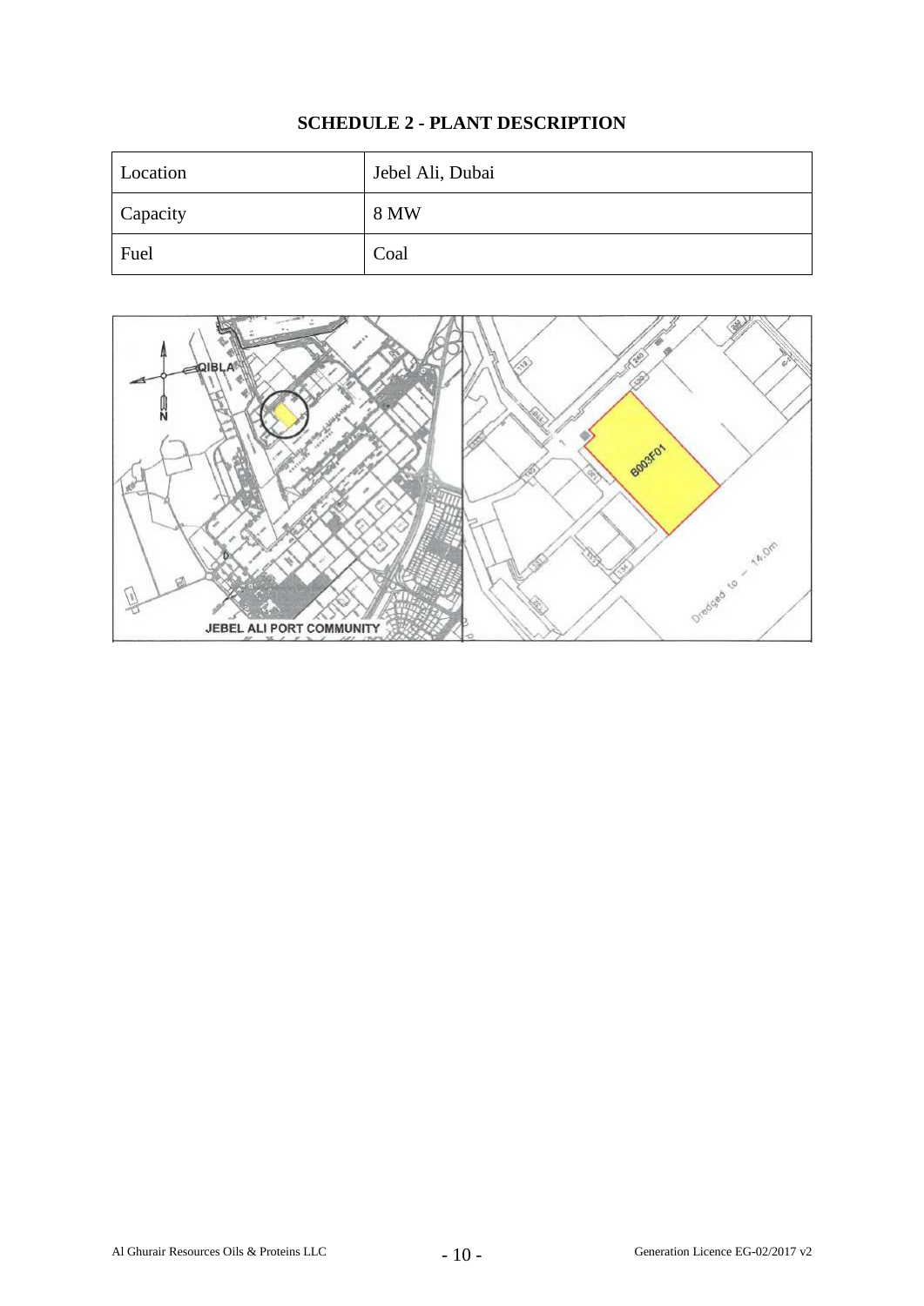# SCHEDULE 2 - PLANT DESCRIPTION

| Location | Jebel Ali, Dubai |
|---|---|
| Capacity | 8 MW |
| Fuel | Coal |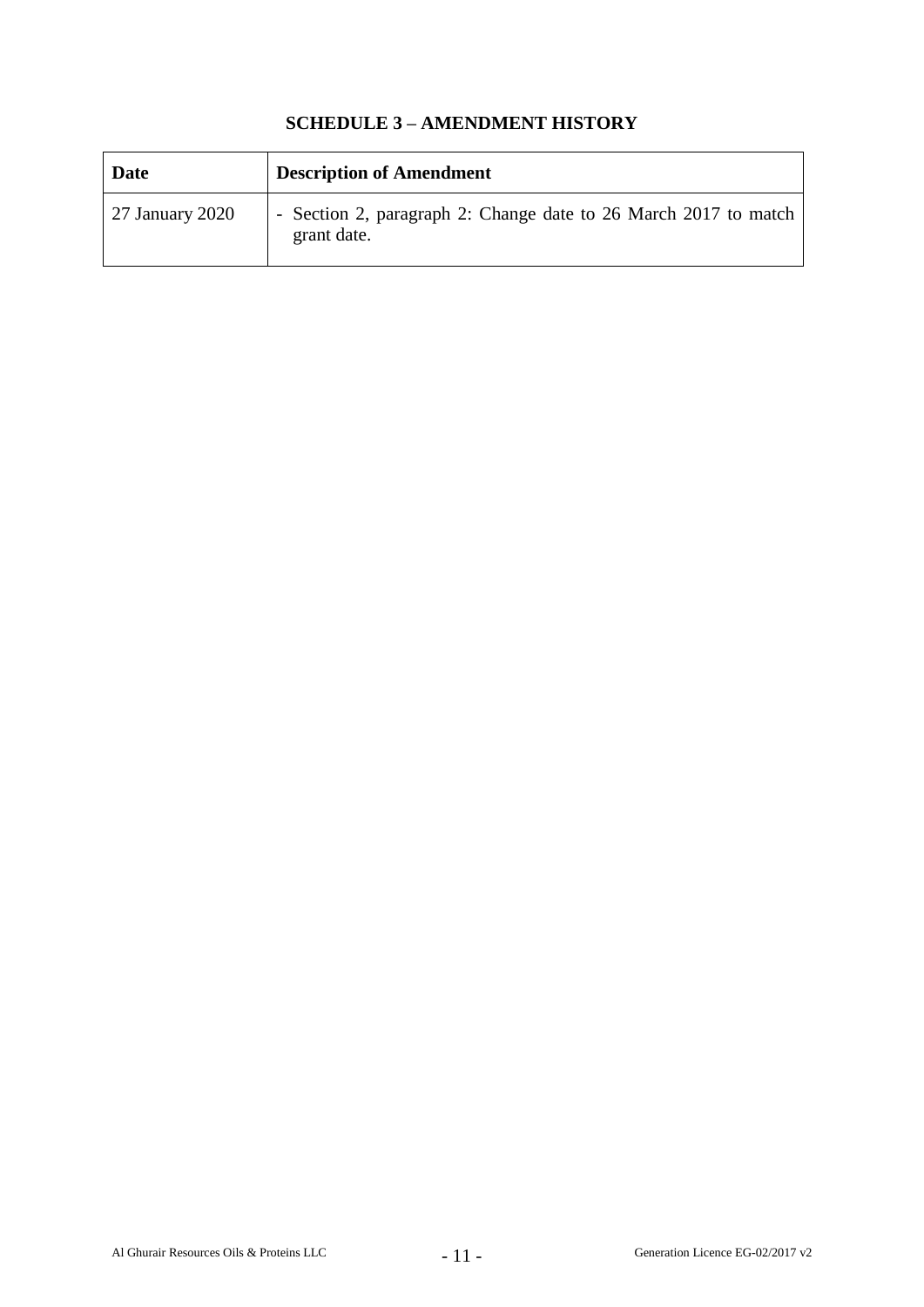# SCHEDULE 3 – AMENDMENT HISTORY

| Date | Description of Amendment |
|---|---|
| 27 January 2020 | - Section 2, paragraph 2: Change date to 26 March 2017 to match grant date. |